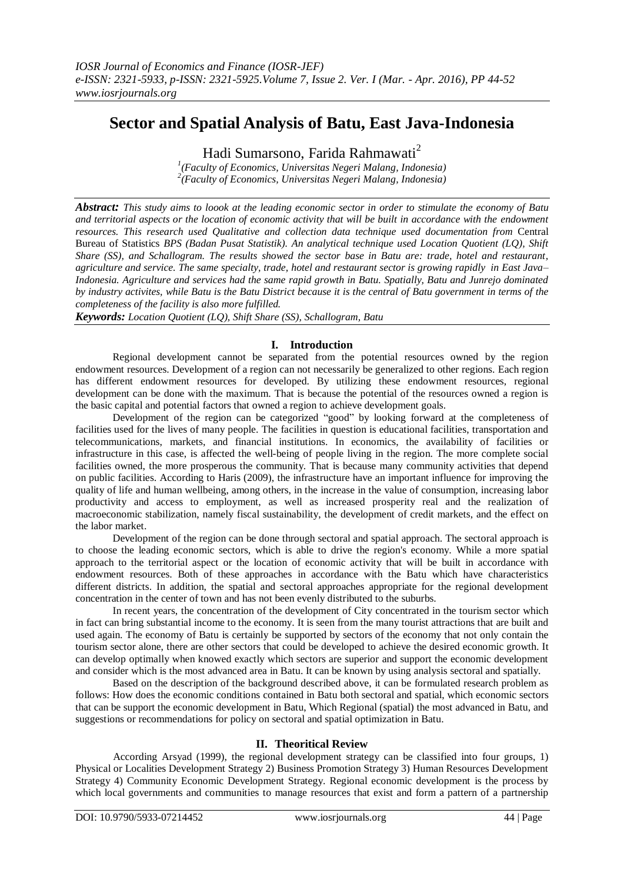# Sector and Spatial Analysis of Batu, East Java-Indonesia

Hadi Sumarsono, Farida Rahmawati[2]

[1](Faculty of Economics, Universitas Negeri Malang, Indonesia)
[2](Faculty of Economics, Universitas Negeri Malang, Indonesia)

***Abstract:*** *This study aims to loook at the leading economic sector in order to stimulate the economy of Batu and territorial aspects or the location of economic activity that will be built in accordance with the endowment resources. This research used Qualitative and collection data technique used documentation from* Central Bureau of Statistics *BPS (Badan Pusat Statistik). An analytical technique used Location Quotient (LQ), Shift Share (SS), and Schallogram. The results showed the sector base in Batu are: trade, hotel and restaurant, agriculture and service. The same specialty, trade, hotel and restaurant sector is growing rapidly in East Java–Indonesia. Agriculture and services had the same rapid growth in Batu. Spatially, Batu and Junrejo dominated by industry activites, while Batu is the Batu District because it is the central of Batu government in terms of the completeness of the facility is also more fulfilled.*

***Keywords:*** *Location Quotient (LQ), Shift Share (SS), Schallogram, Batu*

## I. Introduction

Regional development cannot be separated from the potential resources owned by the region endowment resources. Development of a region can not necessarily be generalized to other regions. Each region has different endowment resources for developed. By utilizing these endowment resources, regional development can be done with the maximum. That is because the potential of the resources owned a region is the basic capital and potential factors that owned a region to achieve development goals.

Development of the region can be categorized "good" by looking forward at the completeness of facilities used for the lives of many people. The facilities in question is educational facilities, transportation and telecommunications, markets, and financial institutions. In economics, the availability of facilities or infrastructure in this case, is affected the well-being of people living in the region. The more complete social facilities owned, the more prosperous the community. That is because many community activities that depend on public facilities. According to Haris (2009), the infrastructure have an important influence for improving the quality of life and human wellbeing, among others, in the increase in the value of consumption, increasing labor productivity and access to employment, as well as increased prosperity real and the realization of macroeconomic stabilization, namely fiscal sustainability, the development of credit markets, and the effect on the labor market.

Development of the region can be done through sectoral and spatial approach. The sectoral approach is to choose the leading economic sectors, which is able to drive the region's economy. While a more spatial approach to the territorial aspect or the location of economic activity that will be built in accordance with endowment resources. Both of these approaches in accordance with the Batu which have characteristics different districts. In addition, the spatial and sectoral approaches appropriate for the regional development concentration in the center of town and has not been evenly distributed to the suburbs.

In recent years, the concentration of the development of City concentrated in the tourism sector which in fact can bring substantial income to the economy. It is seen from the many tourist attractions that are built and used again. The economy of Batu is certainly be supported by sectors of the economy that not only contain the tourism sector alone, there are other sectors that could be developed to achieve the desired economic growth. It can develop optimally when knowed exactly which sectors are superior and support the economic development and consider which is the most advanced area in Batu. It can be known by using analysis sectoral and spatially.

Based on the description of the background described above, it can be formulated research problem as follows: How does the economic conditions contained in Batu both sectoral and spatial, which economic sectors that can be support the economic development in Batu, Which Regional (spatial) the most advanced in Batu, and suggestions or recommendations for policy on sectoral and spatial optimization in Batu.

## II. Theoritical Review

According Arsyad (1999), the regional development strategy can be classified into four groups, 1) Physical or Localities Development Strategy 2) Business Promotion Strategy 3) Human Resources Development Strategy 4) Community Economic Development Strategy. Regional economic development is the process by which local governments and communities to manage resources that exist and form a pattern of a partnership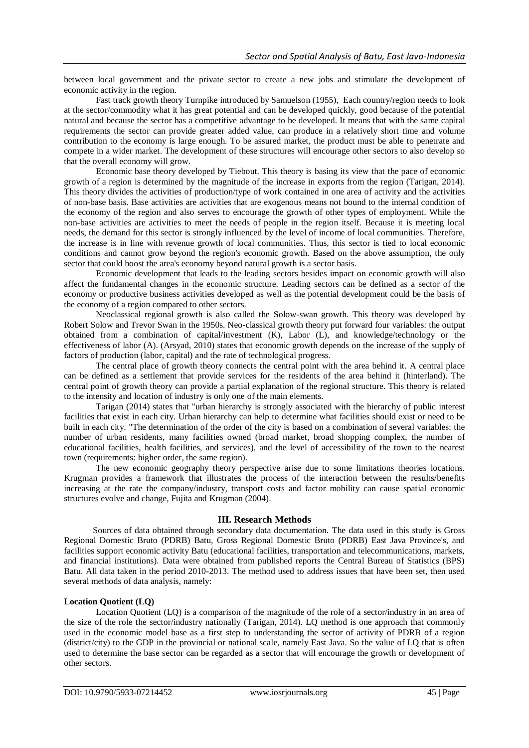between local government and the private sector to create a new jobs and stimulate the development of economic activity in the region.

Fast track growth theory Turnpike introduced by Samuelson (1955), Each country/region needs to look at the sector/commodity what it has great potential and can be developed quickly, good because of the potential natural and because the sector has a competitive advantage to be developed. It means that with the same capital requirements the sector can provide greater added value, can produce in a relatively short time and volume contribution to the economy is large enough. To be assured market, the product must be able to penetrate and compete in a wider market. The development of these structures will encourage other sectors to also develop so that the overall economy will grow.

Economic base theory developed by Tiebout. This theory is basing its view that the pace of economic growth of a region is determined by the magnitude of the increase in exports from the region (Tarigan, 2014). This theory divides the activities of production/type of work contained in one area of activity and the activities of non-base basis. Base activities are activities that are exogenous means not bound to the internal condition of the economy of the region and also serves to encourage the growth of other types of employment. While the non-base activities are activities to meet the needs of people in the region itself. Because it is meeting local needs, the demand for this sector is strongly influenced by the level of income of local communities. Therefore, the increase is in line with revenue growth of local communities. Thus, this sector is tied to local economic conditions and cannot grow beyond the region's economic growth. Based on the above assumption, the only sector that could boost the area's economy beyond natural growth is a sector basis.

Economic development that leads to the leading sectors besides impact on economic growth will also affect the fundamental changes in the economic structure. Leading sectors can be defined as a sector of the economy or productive business activities developed as well as the potential development could be the basis of the economy of a region compared to other sectors.

Neoclassical regional growth is also called the Solow-swan growth. This theory was developed by Robert Solow and Trevor Swan in the 1950s. Neo-classical growth theory put forward four variables: the output obtained from a combination of capital/investment (K), Labor (L), and knowledge/technology or the effectiveness of labor (A). (Arsyad, 2010) states that economic growth depends on the increase of the supply of factors of production (labor, capital) and the rate of technological progress.

The central place of growth theory connects the central point with the area behind it. A central place can be defined as a settlement that provide services for the residents of the area behind it (hinterland). The central point of growth theory can provide a partial explanation of the regional structure. This theory is related to the intensity and location of industry is only one of the main elements.

Tarigan (2014) states that "urban hierarchy is strongly associated with the hierarchy of public interest facilities that exist in each city. Urban hierarchy can help to determine what facilities should exist or need to be built in each city. "The determination of the order of the city is based on a combination of several variables: the number of urban residents, many facilities owned (broad market, broad shopping complex, the number of educational facilities, health facilities, and services), and the level of accessibility of the town to the nearest town (requirements: higher order, the same region).

The new economic geography theory perspective arise due to some limitations theories locations. Krugman provides a framework that illustrates the process of the interaction between the results/benefits increasing at the rate the company/industry, transport costs and factor mobility can cause spatial economic structures evolve and change, Fujita and Krugman (2004).

## III. Research Methods

Sources of data obtained through secondary data documentation. The data used in this study is Gross Regional Domestic Bruto (PDRB) Batu, Gross Regional Domestic Bruto (PDRB) East Java Province's, and facilities support economic activity Batu (educational facilities, transportation and telecommunications, markets, and financial institutions). Data were obtained from published reports the Central Bureau of Statistics (BPS) Batu. All data taken in the period 2010-2013. The method used to address issues that have been set, then used several methods of data analysis, namely:

**Location Quotient (LQ)**

Location Quotient (LQ) is a comparison of the magnitude of the role of a sector/industry in an area of the size of the role the sector/industry nationally (Tarigan, 2014). LQ method is one approach that commonly used in the economic model base as a first step to understanding the sector of activity of PDRB of a region (district/city) to the GDP in the provincial or national scale, namely East Java. So the value of LQ that is often used to determine the base sector can be regarded as a sector that will encourage the growth or development of other sectors.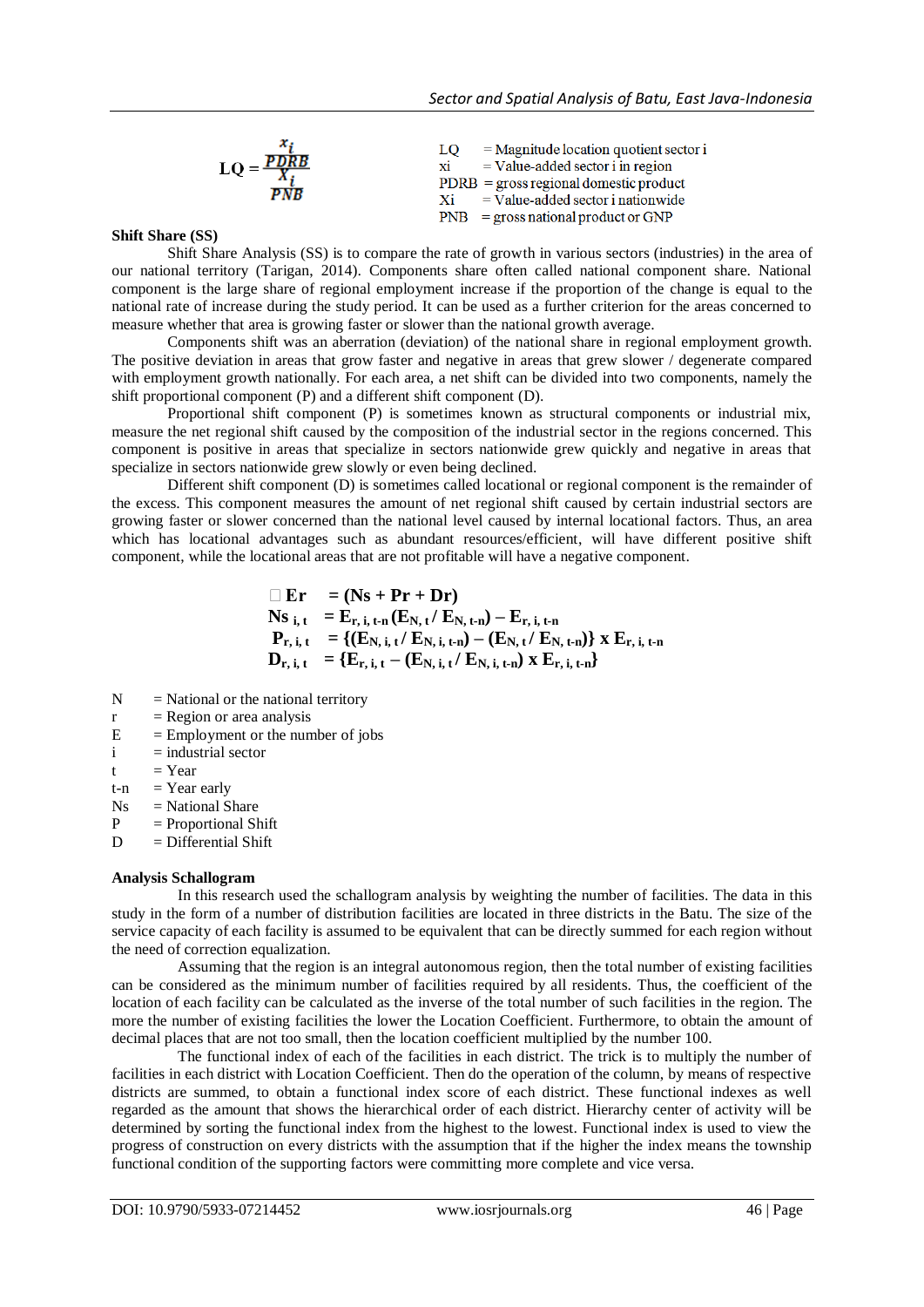$$LQ = \frac{\frac{x_i}{PDRB}}{\frac{X_i}{PNB}}$$

LQ = Magnitude location quotient sector i
xi = Value-added sector i in region
PDRB = gross regional domestic product
Xi = Value-added sector i nationwide
PNB = gross national product or GNP

**Shift Share (SS)**

Shift Share Analysis (SS) is to compare the rate of growth in various sectors (industries) in the area of our national territory (Tarigan, 2014). Components share often called national component share. National component is the large share of regional employment increase if the proportion of the change is equal to the national rate of increase during the study period. It can be used as a further criterion for the areas concerned to measure whether that area is growing faster or slower than the national growth average.

Components shift was an aberration (deviation) of the national share in regional employment growth. The positive deviation in areas that grow faster and negative in areas that grew slower / degenerate compared with employment growth nationally. For each area, a net shift can be divided into two components, namely the shift proportional component (P) and a different shift component (D).

Proportional shift component (P) is sometimes known as structural components or industrial mix, measure the net regional shift caused by the composition of the industrial sector in the regions concerned. This component is positive in areas that specialize in sectors nationwide grew quickly and negative in areas that specialize in sectors nationwide grew slowly or even being declined.

Different shift component (D) is sometimes called locational or regional component is the remainder of the excess. This component measures the amount of net regional shift caused by certain industrial sectors are growing faster or slower concerned than the national level caused by internal locational factors. Thus, an area which has locational advantages such as abundant resources/efficient, will have different positive shift component, while the locational areas that are not profitable will have a negative component.

$$\square \mathbf{Er} = (\mathbf{Ns} + \mathbf{Pr} + \mathbf{Dr})$$

$$\mathbf{Ns}_{i,t} = \mathbf{E}_{r,i,t\text{-}n}(\mathbf{E}_{N,t} / \mathbf{E}_{N,t\text{-}n}) - \mathbf{E}_{r,i,t\text{-}n}$$

$$\mathbf{P}_{r,i,t} = \{(\mathbf{E}_{N,i,t} / \mathbf{E}_{N,i,t\text{-}n}) - (\mathbf{E}_{N,t} / \mathbf{E}_{N,t\text{-}n})\} \times \mathbf{E}_{r,i,t\text{-}n}$$

$$\mathbf{D}_{r,i,t} = \{\mathbf{E}_{r,i,t} - (\mathbf{E}_{N,i,t} / \mathbf{E}_{N,i,t\text{-}n}) \times \mathbf{E}_{r,i,t\text{-}n}\}$$

N = National or the national territory
r = Region or area analysis
E = Employment or the number of jobs
i = industrial sector
t = Year
t-n = Year early
Ns = National Share
P = Proportional Shift
D = Differential Shift

**Analysis Schallogram**

In this research used the schallogram analysis by weighting the number of facilities. The data in this study in the form of a number of distribution facilities are located in three districts in the Batu. The size of the service capacity of each facility is assumed to be equivalent that can be directly summed for each region without the need of correction equalization.

Assuming that the region is an integral autonomous region, then the total number of existing facilities can be considered as the minimum number of facilities required by all residents. Thus, the coefficient of the location of each facility can be calculated as the inverse of the total number of such facilities in the region. The more the number of existing facilities the lower the Location Coefficient. Furthermore, to obtain the amount of decimal places that are not too small, then the location coefficient multiplied by the number 100.

The functional index of each of the facilities in each district. The trick is to multiply the number of facilities in each district with Location Coefficient. Then do the operation of the column, by means of respective districts are summed, to obtain a functional index score of each district. These functional indexes as well regarded as the amount that shows the hierarchical order of each district. Hierarchy center of activity will be determined by sorting the functional index from the highest to the lowest. Functional index is used to view the progress of construction on every districts with the assumption that if the higher the index means the township functional condition of the supporting factors were committing more complete and vice versa.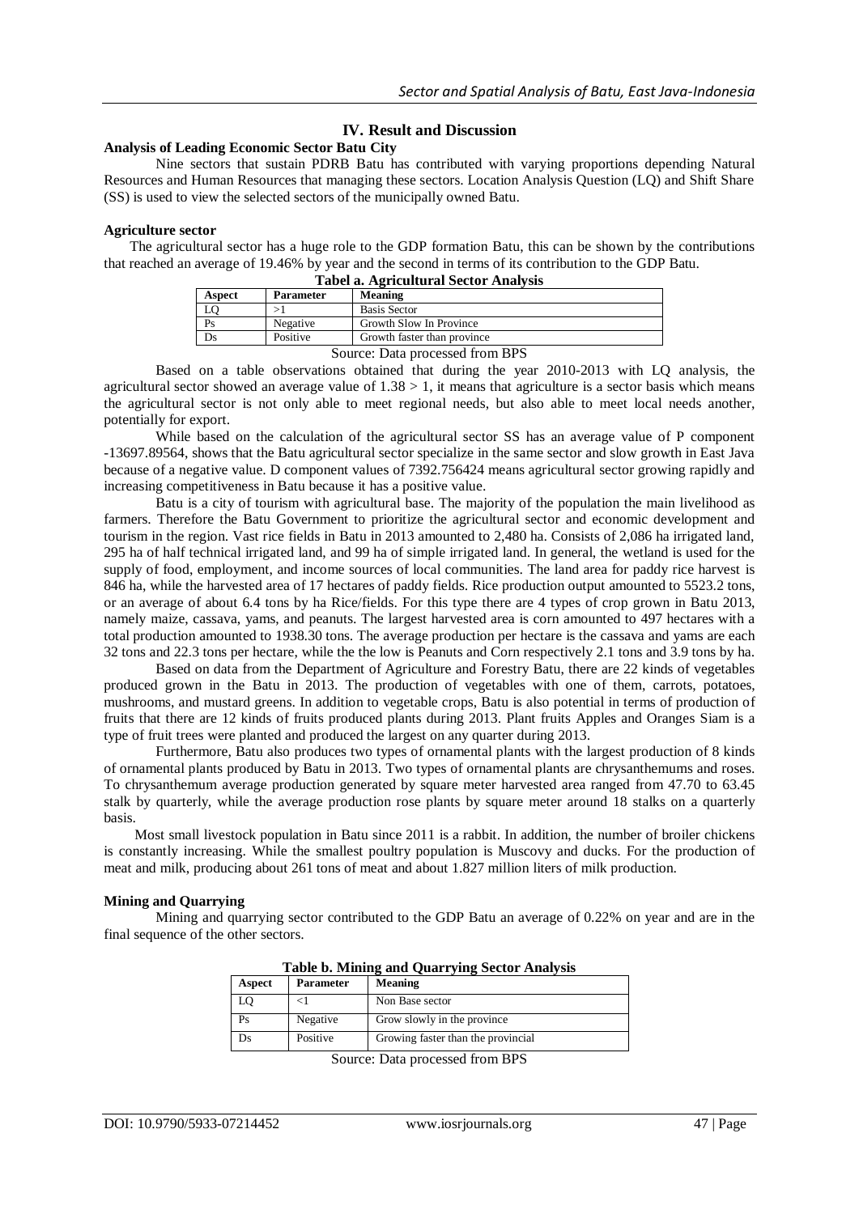## IV. Result and Discussion

**Analysis of Leading Economic Sector Batu City**

Nine sectors that sustain PDRB Batu has contributed with varying proportions depending Natural Resources and Human Resources that managing these sectors. Location Analysis Question (LQ) and Shift Share (SS) is used to view the selected sectors of the municipally owned Batu.

**Agriculture sector**

The agricultural sector has a huge role to the GDP formation Batu, this can be shown by the contributions that reached an average of 19.46% by year and the second in terms of its contribution to the GDP Batu.

**Tabel a. Agricultural Sector Analysis**

| Aspect | Parameter | Meaning |
|---|---|---|
| LQ | >1 | Basis Sector |
| Ps | Negative | Growth Slow In Province |
| Ds | Positive | Growth faster than province |

Source: Data processed from BPS

Based on a table observations obtained that during the year 2010-2013 with LQ analysis, the agricultural sector showed an average value of 1.38 > 1, it means that agriculture is a sector basis which means the agricultural sector is not only able to meet regional needs, but also able to meet local needs another, potentially for export.

While based on the calculation of the agricultural sector SS has an average value of P component -13697.89564, shows that the Batu agricultural sector specialize in the same sector and slow growth in East Java because of a negative value. D component values of 7392.756424 means agricultural sector growing rapidly and increasing competitiveness in Batu because it has a positive value.

Batu is a city of tourism with agricultural base. The majority of the population the main livelihood as farmers. Therefore the Batu Government to prioritize the agricultural sector and economic development and tourism in the region. Vast rice fields in Batu in 2013 amounted to 2,480 ha. Consists of 2,086 ha irrigated land, 295 ha of half technical irrigated land, and 99 ha of simple irrigated land. In general, the wetland is used for the supply of food, employment, and income sources of local communities. The land area for paddy rice harvest is 846 ha, while the harvested area of 17 hectares of paddy fields. Rice production output amounted to 5523.2 tons, or an average of about 6.4 tons by ha Rice/fields. For this type there are 4 types of crop grown in Batu 2013, namely maize, cassava, yams, and peanuts. The largest harvested area is corn amounted to 497 hectares with a total production amounted to 1938.30 tons. The average production per hectare is the cassava and yams are each 32 tons and 22.3 tons per hectare, while the the low is Peanuts and Corn respectively 2.1 tons and 3.9 tons by ha.

Based on data from the Department of Agriculture and Forestry Batu, there are 22 kinds of vegetables produced grown in the Batu in 2013. The production of vegetables with one of them, carrots, potatoes, mushrooms, and mustard greens. In addition to vegetable crops, Batu is also potential in terms of production of fruits that there are 12 kinds of fruits produced plants during 2013. Plant fruits Apples and Oranges Siam is a type of fruit trees were planted and produced the largest on any quarter during 2013.

Furthermore, Batu also produces two types of ornamental plants with the largest production of 8 kinds of ornamental plants produced by Batu in 2013. Two types of ornamental plants are chrysanthemums and roses. To chrysanthemum average production generated by square meter harvested area ranged from 47.70 to 63.45 stalk by quarterly, while the average production rose plants by square meter around 18 stalks on a quarterly basis.

Most small livestock population in Batu since 2011 is a rabbit. In addition, the number of broiler chickens is constantly increasing. While the smallest poultry population is Muscovy and ducks. For the production of meat and milk, producing about 261 tons of meat and about 1.827 million liters of milk production.

**Mining and Quarrying**

Mining and quarrying sector contributed to the GDP Batu an average of 0.22% on year and are in the final sequence of the other sectors.

**Table b. Mining and Quarrying Sector Analysis**

| Aspect | Parameter | Meaning |
|---|---|---|
| LQ | <1 | Non Base sector |
| Ps | Negative | Grow slowly in the province |
| Ds | Positive | Growing faster than the provincial |

Source: Data processed from BPS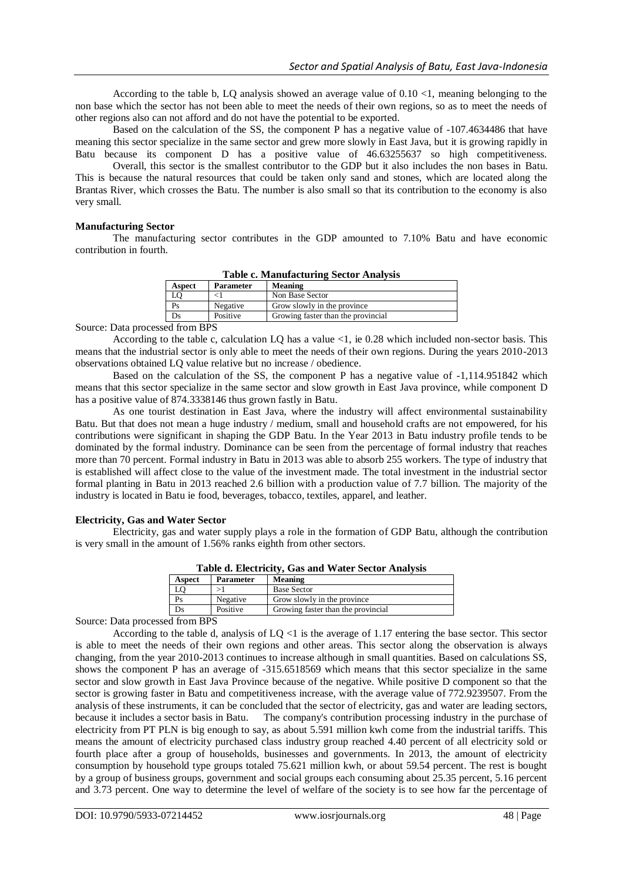According to the table b, LQ analysis showed an average value of 0.10 <1, meaning belonging to the non base which the sector has not been able to meet the needs of their own regions, so as to meet the needs of other regions also can not afford and do not have the potential to be exported.

Based on the calculation of the SS, the component P has a negative value of -107.4634486 that have meaning this sector specialize in the same sector and grew more slowly in East Java, but it is growing rapidly in Batu because its component D has a positive value of 46.63255637 so high competitiveness.

Overall, this sector is the smallest contributor to the GDP but it also includes the non bases in Batu. This is because the natural resources that could be taken only sand and stones, which are located along the Brantas River, which crosses the Batu. The number is also small so that its contribution to the economy is also very small.

**Manufacturing Sector**

The manufacturing sector contributes in the GDP amounted to 7.10% Batu and have economic contribution in fourth.

**Table c. Manufacturing Sector Analysis**

| Aspect | Parameter | Meaning |
|---|---|---|
| LQ | <1 | Non Base Sector |
| Ps | Negative | Grow slowly in the province |
| Ds | Positive | Growing faster than the provincial |

Source: Data processed from BPS

According to the table c, calculation LQ has a value <1, ie 0.28 which included non-sector basis. This means that the industrial sector is only able to meet the needs of their own regions. During the years 2010-2013 observations obtained LQ value relative but no increase / obedience.

Based on the calculation of the SS, the component P has a negative value of -1,114.951842 which means that this sector specialize in the same sector and slow growth in East Java province, while component D has a positive value of 874.3338146 thus grown fastly in Batu.

As one tourist destination in East Java, where the industry will affect environmental sustainability Batu. But that does not mean a huge industry / medium, small and household crafts are not empowered, for his contributions were significant in shaping the GDP Batu. In the Year 2013 in Batu industry profile tends to be dominated by the formal industry. Dominance can be seen from the percentage of formal industry that reaches more than 70 percent. Formal industry in Batu in 2013 was able to absorb 255 workers. The type of industry that is established will affect close to the value of the investment made. The total investment in the industrial sector formal planting in Batu in 2013 reached 2.6 billion with a production value of 7.7 billion. The majority of the industry is located in Batu ie food, beverages, tobacco, textiles, apparel, and leather.

**Electricity, Gas and Water Sector**

Electricity, gas and water supply plays a role in the formation of GDP Batu, although the contribution is very small in the amount of 1.56% ranks eighth from other sectors.

**Table d. Electricity, Gas and Water Sector Analysis**

| Aspect | Parameter | Meaning |
|---|---|---|
| LQ | >1 | Base Sector |
| Ps | Negative | Grow slowly in the province |
| Ds | Positive | Growing faster than the provincial |

Source: Data processed from BPS

According to the table d, analysis of LQ <1 is the average of 1.17 entering the base sector. This sector is able to meet the needs of their own regions and other areas. This sector along the observation is always changing, from the year 2010-2013 continues to increase although in small quantities. Based on calculations SS, shows the component P has an average of -315.6518569 which means that this sector specialize in the same sector and slow growth in East Java Province because of the negative. While positive D component so that the sector is growing faster in Batu and competitiveness increase, with the average value of 772.9239507. From the analysis of these instruments, it can be concluded that the sector of electricity, gas and water are leading sectors, because it includes a sector basis in Batu. The company's contribution processing industry in the purchase of electricity from PT PLN is big enough to say, as about 5.591 million kwh come from the industrial tariffs. This means the amount of electricity purchased class industry group reached 4.40 percent of all electricity sold or fourth place after a group of households, businesses and governments. In 2013, the amount of electricity consumption by household type groups totaled 75.621 million kwh, or about 59.54 percent. The rest is bought by a group of business groups, government and social groups each consuming about 25.35 percent, 5.16 percent and 3.73 percent. One way to determine the level of welfare of the society is to see how far the percentage of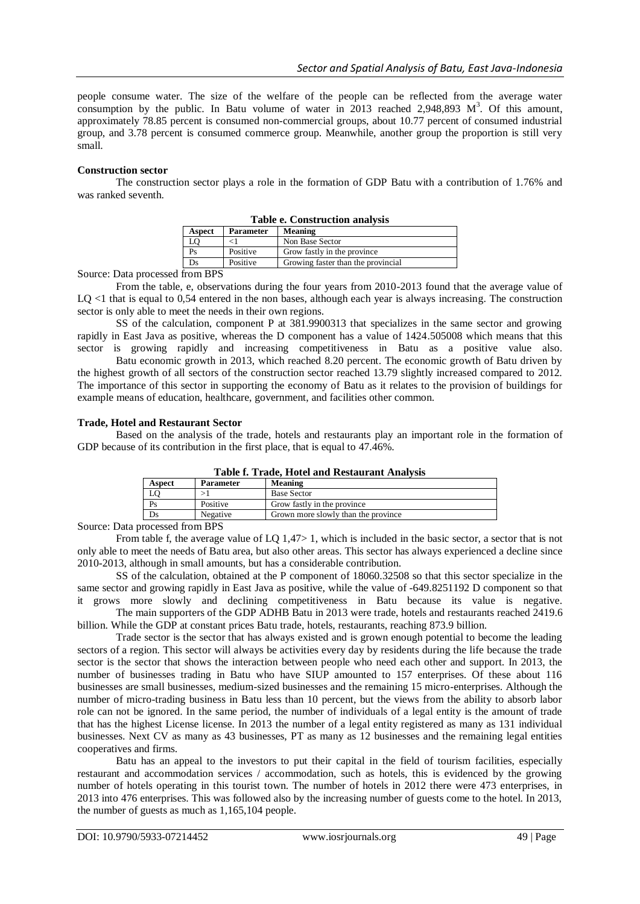people consume water. The size of the welfare of the people can be reflected from the average water consumption by the public. In Batu volume of water in 2013 reached 2,948,893 $M^3$. Of this amount, approximately 78.85 percent is consumed non-commercial groups, about 10.77 percent of consumed industrial group, and 3.78 percent is consumed commerce group. Meanwhile, another group the proportion is still very small.

**Construction sector**

The construction sector plays a role in the formation of GDP Batu with a contribution of 1.76% and was ranked seventh.

**Table e. Construction analysis**

| Aspect | Parameter | Meaning |
|---|---|---|
| LQ | <1 | Non Base Sector |
| Ps | Positive | Grow fastly in the province |
| Ds | Positive | Growing faster than the provincial |

Source: Data processed from BPS

From the table, e, observations during the four years from 2010-2013 found that the average value of LQ <1 that is equal to 0,54 entered in the non bases, although each year is always increasing. The construction sector is only able to meet the needs in their own regions.

SS of the calculation, component P at 381.9900313 that specializes in the same sector and growing rapidly in East Java as positive, whereas the D component has a value of 1424.505008 which means that this sector is growing rapidly and increasing competitiveness in Batu as a positive value also.

Batu economic growth in 2013, which reached 8.20 percent. The economic growth of Batu driven by the highest growth of all sectors of the construction sector reached 13.79 slightly increased compared to 2012. The importance of this sector in supporting the economy of Batu as it relates to the provision of buildings for example means of education, healthcare, government, and facilities other common.

**Trade, Hotel and Restaurant Sector**

Based on the analysis of the trade, hotels and restaurants play an important role in the formation of GDP because of its contribution in the first place, that is equal to 47.46%.

**Table f. Trade, Hotel and Restaurant Analysis**

| Aspect | Parameter | Meaning |
|---|---|---|
| LQ | >1 | Base Sector |
| Ps | Positive | Grow fastly in the province |
| Ds | Negative | Grown more slowly than the province |

Source: Data processed from BPS

From table f, the average value of LQ 1,47> 1, which is included in the basic sector, a sector that is not only able to meet the needs of Batu area, but also other areas. This sector has always experienced a decline since 2010-2013, although in small amounts, but has a considerable contribution.

SS of the calculation, obtained at the P component of 18060.32508 so that this sector specialize in the same sector and growing rapidly in East Java as positive, while the value of -649.8251192 D component so that it grows more slowly and declining competitiveness in Batu because its value is negative.

The main supporters of the GDP ADHB Batu in 2013 were trade, hotels and restaurants reached 2419.6 billion. While the GDP at constant prices Batu trade, hotels, restaurants, reaching 873.9 billion.

Trade sector is the sector that has always existed and is grown enough potential to become the leading sectors of a region. This sector will always be activities every day by residents during the life because the trade sector is the sector that shows the interaction between people who need each other and support. In 2013, the number of businesses trading in Batu who have SIUP amounted to 157 enterprises. Of these about 116 businesses are small businesses, medium-sized businesses and the remaining 15 micro-enterprises. Although the number of micro-trading business in Batu less than 10 percent, but the views from the ability to absorb labor role can not be ignored. In the same period, the number of individuals of a legal entity is the amount of trade that has the highest License license. In 2013 the number of a legal entity registered as many as 131 individual businesses. Next CV as many as 43 businesses, PT as many as 12 businesses and the remaining legal entities cooperatives and firms.

Batu has an appeal to the investors to put their capital in the field of tourism facilities, especially restaurant and accommodation services / accommodation, such as hotels, this is evidenced by the growing number of hotels operating in this tourist town. The number of hotels in 2012 there were 473 enterprises, in 2013 into 476 enterprises. This was followed also by the increasing number of guests come to the hotel. In 2013, the number of guests as much as 1,165,104 people.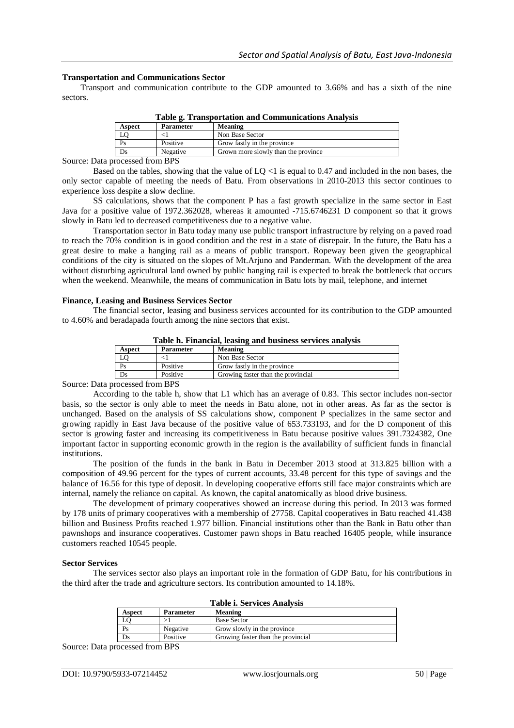**Transportation and Communications Sector**

Transport and communication contribute to the GDP amounted to 3.66% and has a sixth of the nine sectors.

**Table g. Transportation and Communications Analysis**

| Aspect | Parameter | Meaning |
|---|---|---|
| LQ | <1 | Non Base Sector |
| Ps | Positive | Grow fastly in the province |
| Ds | Negative | Grown more slowly than the province |

Source: Data processed from BPS

Based on the tables, showing that the value of LQ <1 is equal to 0.47 and included in the non bases, the only sector capable of meeting the needs of Batu. From observations in 2010-2013 this sector continues to experience loss despite a slow decline.

SS calculations, shows that the component P has a fast growth specialize in the same sector in East Java for a positive value of 1972.362028, whereas it amounted -715.6746231 D component so that it grows slowly in Batu led to decreased competitiveness due to a negative value.

Transportation sector in Batu today many use public transport infrastructure by relying on a paved road to reach the 70% condition is in good condition and the rest in a state of disrepair. In the future, the Batu has a great desire to make a hanging rail as a means of public transport. Ropeway been given the geographical conditions of the city is situated on the slopes of Mt.Arjuno and Panderman. With the development of the area without disturbing agricultural land owned by public hanging rail is expected to break the bottleneck that occurs when the weekend. Meanwhile, the means of communication in Batu lots by mail, telephone, and internet

**Finance, Leasing and Business Services Sector**

The financial sector, leasing and business services accounted for its contribution to the GDP amounted to 4.60% and beradapada fourth among the nine sectors that exist.

**Table h. Financial, leasing and business services analysis**

| Aspect | Parameter | Meaning |
|---|---|---|
| LQ | <1 | Non Base Sector |
| Ps | Positive | Grow fastly in the province |
| Ds | Positive | Growing faster than the provincial |

Source: Data processed from BPS

According to the table h, show that L1 which has an average of 0.83. This sector includes non-sector basis, so the sector is only able to meet the needs in Batu alone, not in other areas. As far as the sector is unchanged. Based on the analysis of SS calculations show, component P specializes in the same sector and growing rapidly in East Java because of the positive value of 653.733193, and for the D component of this sector is growing faster and increasing its competitiveness in Batu because positive values 391.7324382, One important factor in supporting economic growth in the region is the availability of sufficient funds in financial institutions.

The position of the funds in the bank in Batu in December 2013 stood at 313.825 billion with a composition of 49.96 percent for the types of current accounts, 33.48 percent for this type of savings and the balance of 16.56 for this type of deposit. In developing cooperative efforts still face major constraints which are internal, namely the reliance on capital. As known, the capital anatomically as blood drive business.

The development of primary cooperatives showed an increase during this period. In 2013 was formed by 178 units of primary cooperatives with a membership of 27758. Capital cooperatives in Batu reached 41.438 billion and Business Profits reached 1.977 billion. Financial institutions other than the Bank in Batu other than pawnshops and insurance cooperatives. Customer pawn shops in Batu reached 16405 people, while insurance customers reached 10545 people.

**Sector Services**

The services sector also plays an important role in the formation of GDP Batu, for his contributions in the third after the trade and agriculture sectors. Its contribution amounted to 14.18%.

**Table i. Services Analysis**

| Aspect | Parameter | Meaning |
|---|---|---|
| LQ | >1 | Base Sector |
| Ps | Negative | Grow slowly in the province |
| Ds | Positive | Growing faster than the provincial |

Source: Data processed from BPS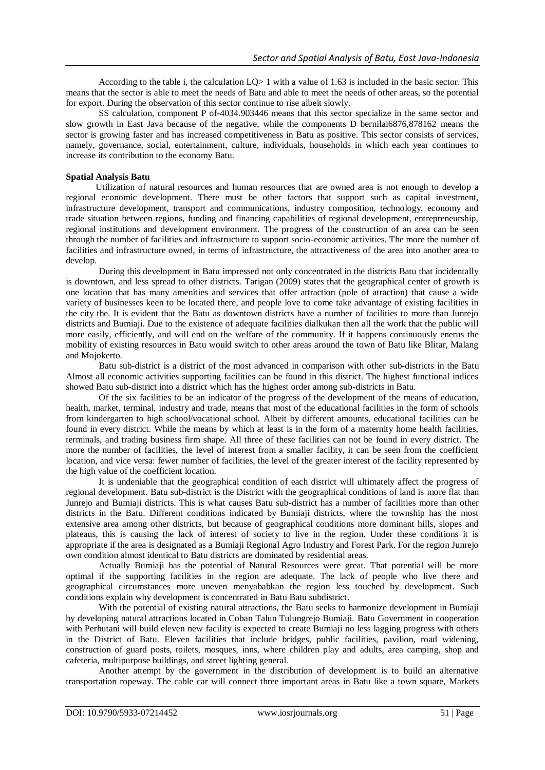According to the table i, the calculation LQ> 1 with a value of 1.63 is included in the basic sector. This means that the sector is able to meet the needs of Batu and able to meet the needs of other areas, so the potential for export. During the observation of this sector continue to rise albeit slowly.

SS calculation, component P of-4034.903446 means that this sector specialize in the same sector and slow growth in East Java because of the negative, while the components D bernilai6876,878162 means the sector is growing faster and has increased competitiveness in Batu as positive. This sector consists of services, namely, governance, social, entertainment, culture, individuals, households in which each year continues to increase its contribution to the economy Batu.

**Spatial Analysis Batu**

Utilization of natural resources and human resources that are owned area is not enough to develop a regional economic development. There must be other factors that support such as capital investment, infrastructure development, transport and communications, industry composition, technology, economy and trade situation between regions, funding and financing capabilities of regional development, entrepreneurship, regional institutions and development environment. The progress of the construction of an area can be seen through the number of facilities and infrastructure to support socio-economic activities. The more the number of facilities and infrastructure owned, in terms of infrastructure, the attractiveness of the area into another area to develop.

During this development in Batu impressed not only concentrated in the districts Batu that incidentally is downtown, and less spread to other districts. Tarigan (2009) states that the geographical center of growth is one location that has many amenities and services that offer attraction (pole of atraction) that cause a wide variety of businesses keen to be located there, and people love to come take advantage of existing facilities in the city the. It is evident that the Batu as downtown districts have a number of facilities to more than Junrejo districts and Bumiaji. Due to the existence of adequate facilities dialkukan then all the work that the public will more easily, efficiently, and will end on the welfare of the community. If it happens continuously enerus the mobility of existing resources in Batu would switch to other areas around the town of Batu like Blitar, Malang and Mojokerto.

Batu sub-district is a district of the most advanced in comparison with other sub-districts in the Batu Almost all economic activities supporting facilities can be found in this district. The highest functional indices showed Batu sub-district into a district which has the highest order among sub-districts in Batu.

Of the six facilities to be an indicator of the progress of the development of the means of education, health, market, terminal, industry and trade, means that most of the educational facilities in the form of schools from kindergarten to high school/vocational school. Albeit by different amounts, educational facilities can be found in every district. While the means by which at least is in the form of a maternity home health facilities, terminals, and trading business firm shape. All three of these facilities can not be found in every district. The more the number of facilities, the level of interest from a smaller facility, it can be seen from the coefficient location, and vice versa: fewer number of facilities, the level of the greater interest of the facility represented by the high value of the coefficient location.

It is undeniable that the geographical condition of each district will ultimately affect the progress of regional development. Batu sub-district is the District with the geographical conditions of land is more flat than Junrejo and Bumiaji districts. This is what causes Batu sub-district has a number of facilities more than other districts in the Batu. Different conditions indicated by Bumiaji districts, where the township has the most extensive area among other districts, but because of geographical conditions more dominant hills, slopes and plateaus, this is causing the lack of interest of society to live in the region. Under these conditions it is appropriate if the area is designated as a Bumiaji Regional Agro Industry and Forest Park. For the region Junrejo own condition almost identical to Batu districts are dominated by residential areas.

Actually Bumiaji has the potential of Natural Resources were great. That potential will be more optimal if the supporting facilities in the region are adequate. The lack of people who live there and geographical circumstances more uneven menyababkan the region less touched by development. Such conditions explain why development is concentrated in Batu Batu subdistrict.

With the potential of existing natural attractions, the Batu seeks to harmonize development in Bumiaji by developing natural attractions located in Coban Talun Tulungrejo Bumiaji. Batu Government in cooperation with Perhutani will build eleven new facility is expected to create Bumiaji no less lagging progress with others in the District of Batu. Eleven facilities that include bridges, public facilities, pavilion, road widening, construction of guard posts, toilets, mosques, inns, where children play and adults, area camping, shop and cafeteria, multipurpose buildings, and street lighting general.

Another attempt by the government in the distribution of development is to build an alternative transportation ropeway. The cable car will connect three important areas in Batu like a town square, Markets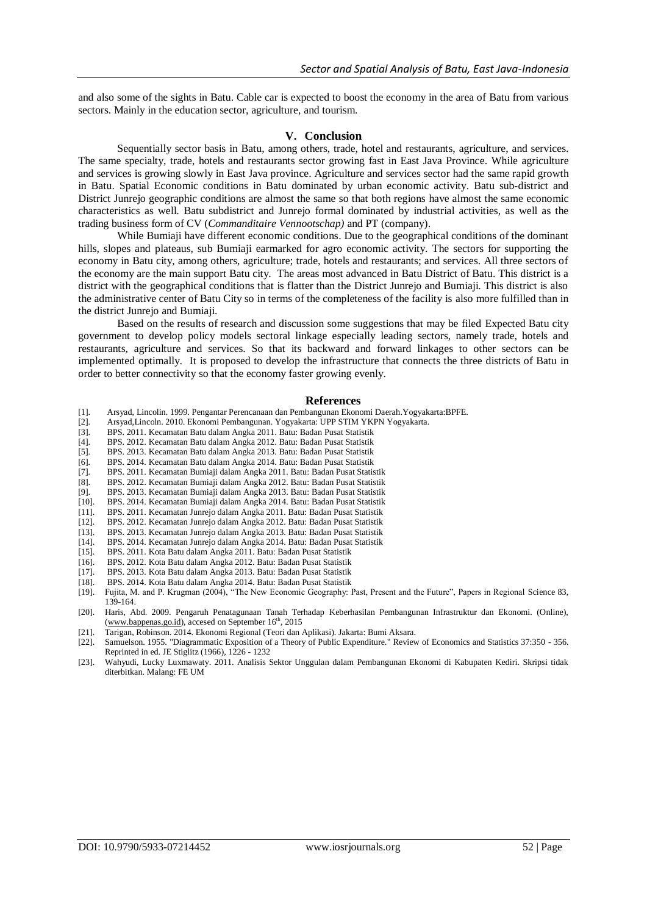and also some of the sights in Batu. Cable car is expected to boost the economy in the area of Batu from various sectors. Mainly in the education sector, agriculture, and tourism.

## V. Conclusion

Sequentially sector basis in Batu, among others, trade, hotel and restaurants, agriculture, and services. The same specialty, trade, hotels and restaurants sector growing fast in East Java Province. While agriculture and services is growing slowly in East Java province. Agriculture and services sector had the same rapid growth in Batu. Spatial Economic conditions in Batu dominated by urban economic activity. Batu sub-district and District Junrejo geographic conditions are almost the same so that both regions have almost the same economic characteristics as well. Batu subdistrict and Junrejo formal dominated by industrial activities, as well as the trading business form of CV (*Commanditaire Vennootschap)* and PT (company).

While Bumiaji have different economic conditions. Due to the geographical conditions of the dominant hills, slopes and plateaus, sub Bumiaji earmarked for agro economic activity. The sectors for supporting the economy in Batu city, among others, agriculture; trade, hotels and restaurants; and services. All three sectors of the economy are the main support Batu city. The areas most advanced in Batu District of Batu. This district is a district with the geographical conditions that is flatter than the District Junrejo and Bumiaji. This district is also the administrative center of Batu City so in terms of the completeness of the facility is also more fulfilled than in the district Junrejo and Bumiaji.

Based on the results of research and discussion some suggestions that may be filed Expected Batu city government to develop policy models sectoral linkage especially leading sectors, namely trade, hotels and restaurants, agriculture and services. So that its backward and forward linkages to other sectors can be implemented optimally. It is proposed to develop the infrastructure that connects the three districts of Batu in order to better connectivity so that the economy faster growing evenly.

## References

[1]. Arsyad, Lincolin. 1999. Pengantar Perencanaan dan Pembangunan Ekonomi Daerah.Yogyakarta:BPFE.
[2]. Arsyad,Lincoln. 2010. Ekonomi Pembangunan. Yogyakarta: UPP STIM YKPN Yogyakarta.
[3]. BPS. 2011. Kecamatan Batu dalam Angka 2011. Batu: Badan Pusat Statistik
[4]. BPS. 2012. Kecamatan Batu dalam Angka 2012. Batu: Badan Pusat Statistik
[5]. BPS. 2013. Kecamatan Batu dalam Angka 2013. Batu: Badan Pusat Statistik
[6]. BPS. 2014. Kecamatan Batu dalam Angka 2014. Batu: Badan Pusat Statistik
[7]. BPS. 2011. Kecamatan Bumiaji dalam Angka 2011. Batu: Badan Pusat Statistik
[8]. BPS. 2012. Kecamatan Bumiaji dalam Angka 2012. Batu: Badan Pusat Statistik
[9]. BPS. 2013. Kecamatan Bumiaji dalam Angka 2013. Batu: Badan Pusat Statistik
[10]. BPS. 2014. Kecamatan Bumiaji dalam Angka 2014. Batu: Badan Pusat Statistik
[11]. BPS. 2011. Kecamatan Junrejo dalam Angka 2011. Batu: Badan Pusat Statistik
[12]. BPS. 2012. Kecamatan Junrejo dalam Angka 2012. Batu: Badan Pusat Statistik
[13]. BPS. 2013. Kecamatan Junrejo dalam Angka 2013. Batu: Badan Pusat Statistik
[14]. BPS. 2014. Kecamatan Junrejo dalam Angka 2014. Batu: Badan Pusat Statistik
[15]. BPS. 2011. Kota Batu dalam Angka 2011. Batu: Badan Pusat Statistik
[16]. BPS. 2012. Kota Batu dalam Angka 2012. Batu: Badan Pusat Statistik
[17]. BPS. 2013. Kota Batu dalam Angka 2013. Batu: Badan Pusat Statistik
[18]. BPS. 2014. Kota Batu dalam Angka 2014. Batu: Badan Pusat Statistik
[19]. Fujita, M. and P. Krugman (2004), "The New Economic Geography: Past, Present and the Future", Papers in Regional Science 83, 139-164.
[20]. Haris, Abd. 2009. Pengaruh Penatagunaan Tanah Terhadap Keberhasilan Pembangunan Infrastruktur dan Ekonomi. (Online), (www.bappenas.go.id), accesed on September 16th, 2015
[21]. Tarigan, Robinson. 2014. Ekonomi Regional (Teori dan Aplikasi). Jakarta: Bumi Aksara.
[22]. Samuelson. 1955. "Diagrammatic Exposition of a Theory of Public Expenditure." Review of Economics and Statistics 37:350 - 356. Reprinted in ed. JE Stiglitz (1966), 1226 - 1232
[23]. Wahyudi, Lucky Luxmawaty. 2011. Analisis Sektor Unggulan dalam Pembangunan Ekonomi di Kabupaten Kediri. Skripsi tidak diterbitkan. Malang: FE UM